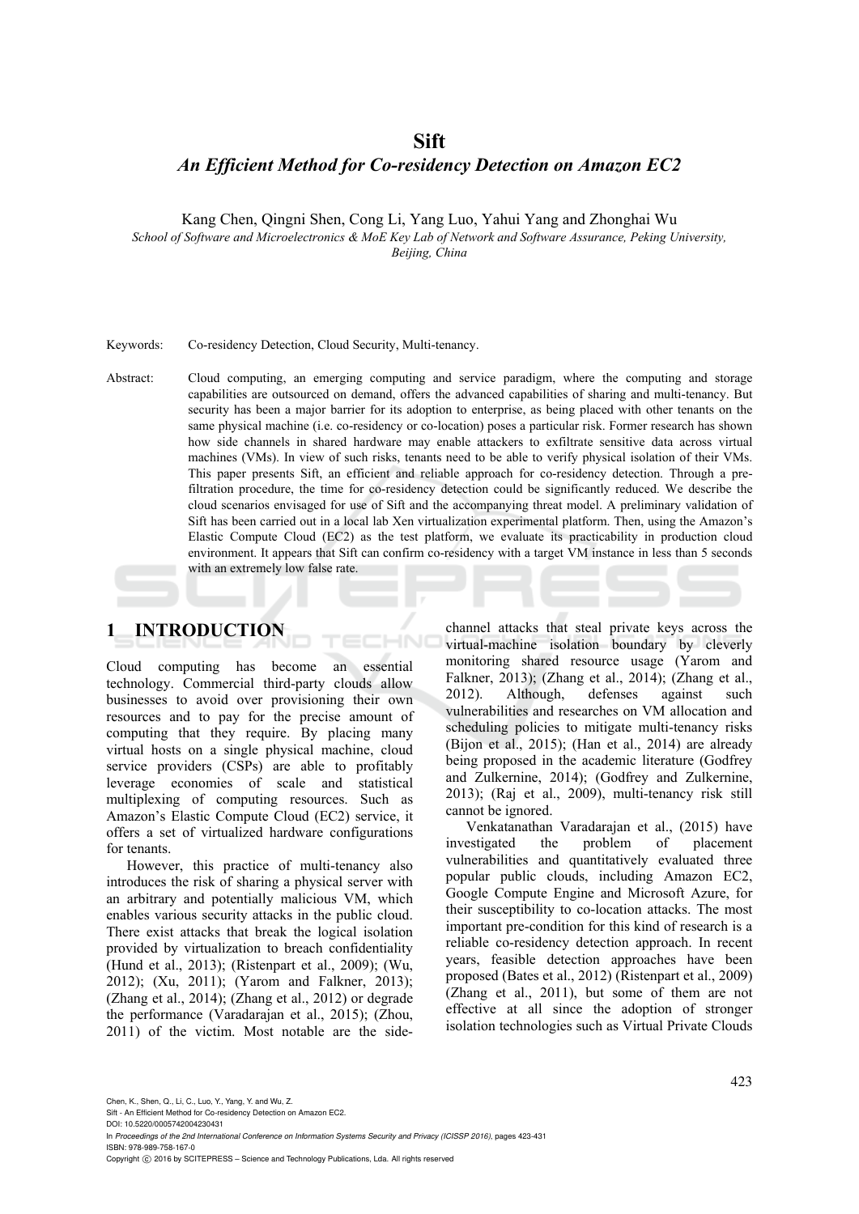# Sift

## *An Efficient Method for Co-residency Detection on Amazon EC2*

Kang Chen, Qingni Shen, Cong Li, Yang Luo, Yahui Yang and Zhonghai Wu

*School of Software and Microelectronics & MoE Key Lab of Network and Software Assurance, Peking University, Beijing, China*

Keywords: Co-residency Detection, Cloud Security, Multi-tenancy.

Abstract: Cloud computing, an emerging computing and service paradigm, where the computing and storage capabilities are outsourced on demand, offers the advanced capabilities of sharing and multi-tenancy. But security has been a major barrier for its adoption to enterprise, as being placed with other tenants on the same physical machine (i.e. co-residency or co-location) poses a particular risk. Former research has shown how side channels in shared hardware may enable attackers to exfiltrate sensitive data across virtual machines (VMs). In view of such risks, tenants need to be able to verify physical isolation of their VMs. This paper presents Sift, an efficient and reliable approach for co-residency detection. Through a pre-filtration procedure, the time for co-residency detection could be significantly reduced. We describe the cloud scenarios envisaged for use of Sift and the accompanying threat model. A preliminary validation of Sift has been carried out in a local lab Xen virtualization experimental platform. Then, using the Amazon's Elastic Compute Cloud (EC2) as the test platform, we evaluate its practicability in production cloud environment. It appears that Sift can confirm co-residency with a target VM instance in less than 5 seconds with an extremely low false rate.

## 1 INTRODUCTION

Cloud computing has become an essential technology. Commercial third-party clouds allow businesses to avoid over provisioning their own resources and to pay for the precise amount of computing that they require. By placing many virtual hosts on a single physical machine, cloud service providers (CSPs) are able to profitably leverage economies of scale and statistical multiplexing of computing resources. Such as Amazon's Elastic Compute Cloud (EC2) service, it offers a set of virtualized hardware configurations for tenants.

However, this practice of multi-tenancy also introduces the risk of sharing a physical server with an arbitrary and potentially malicious VM, which enables various security attacks in the public cloud. There exist attacks that break the logical isolation provided by virtualization to breach confidentiality (Hund et al., 2013); (Ristenpart et al., 2009); (Wu, 2012); (Xu, 2011); (Yarom and Falkner, 2013); (Zhang et al., 2014); (Zhang et al., 2012) or degrade the performance (Varadarajan et al., 2015); (Zhou, 2011) of the victim. Most notable are the side-channel attacks that steal private keys across the virtual-machine isolation boundary by cleverly monitoring shared resource usage (Yarom and Falkner, 2013); (Zhang et al., 2014); (Zhang et al., 2012). Although, defenses against such vulnerabilities and researches on VM allocation and scheduling policies to mitigate multi-tenancy risks (Bijon et al., 2015); (Han et al., 2014) are already being proposed in the academic literature (Godfrey and Zulkernine, 2014); (Godfrey and Zulkernine, 2013); (Raj et al., 2009), multi-tenancy risk still cannot be ignored.

Venkatanathan Varadarajan et al., (2015) have investigated the problem of placement vulnerabilities and quantitatively evaluated three popular public clouds, including Amazon EC2, Google Compute Engine and Microsoft Azure, for their susceptibility to co-location attacks. The most important pre-condition for this kind of research is a reliable co-residency detection approach. In recent years, feasible detection approaches have been proposed (Bates et al., 2012) (Ristenpart et al., 2009) (Zhang et al., 2011), but some of them are not effective at all since the adoption of stronger isolation technologies such as Virtual Private Clouds

Chen, K., Shen, Q., Li, C., Luo, Y., Yang, Y. and Wu, Z.
Sift - An Efficient Method for Co-residency Detection on Amazon EC2.
DOI: 10.5220/0005742004230431
In *Proceedings of the 2nd International Conference on Information Systems Security and Privacy (ICISSP 2016)*, pages 423-431
ISBN: 978-989-758-167-0
Copyright © 2016 by SCITEPRESS – Science and Technology Publications, Lda. All rights reserved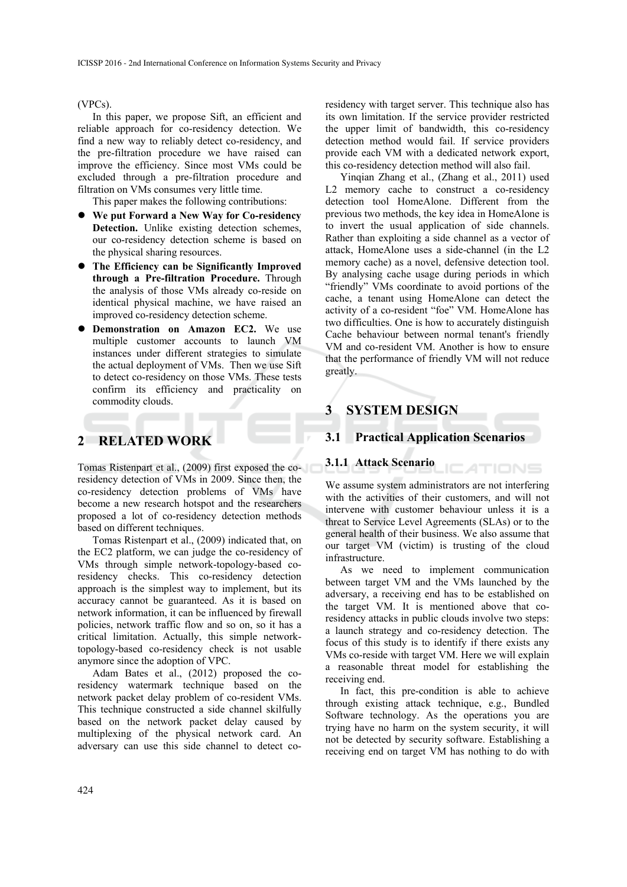(VPCs).

In this paper, we propose Sift, an efficient and reliable approach for co-residency detection. We find a new way to reliably detect co-residency, and the pre-filtration procedure we have raised can improve the efficiency. Since most VMs could be excluded through a pre-filtration procedure and filtration on VMs consumes very little time.

This paper makes the following contributions:

- **We put Forward a New Way for Co-residency Detection.** Unlike existing detection schemes, our co-residency detection scheme is based on the physical sharing resources.
- **The Efficiency can be Significantly Improved through a Pre-filtration Procedure.** Through the analysis of those VMs already co-reside on identical physical machine, we have raised an improved co-residency detection scheme.
- **Demonstration on Amazon EC2.** We use multiple customer accounts to launch VM instances under different strategies to simulate the actual deployment of VMs. Then we use Sift to detect co-residency on those VMs. These tests confirm its efficiency and practicality on commodity clouds.

## 2 RELATED WORK

Tomas Ristenpart et al., (2009) first exposed the co-residency detection of VMs in 2009. Since then, the co-residency detection problems of VMs have become a new research hotspot and the researchers proposed a lot of co-residency detection methods based on different techniques.

Tomas Ristenpart et al., (2009) indicated that, on the EC2 platform, we can judge the co-residency of VMs through simple network-topology-based co-residency checks. This co-residency detection approach is the simplest way to implement, but its accuracy cannot be guaranteed. As it is based on network information, it can be influenced by firewall policies, network traffic flow and so on, so it has a critical limitation. Actually, this simple network-topology-based co-residency check is not usable anymore since the adoption of VPC.

Adam Bates et al., (2012) proposed the co-residency watermark technique based on the network packet delay problem of co-resident VMs. This technique constructed a side channel skilfully based on the network packet delay caused by multiplexing of the physical network card. An adversary can use this side channel to detect co-residency with target server. This technique also has its own limitation. If the service provider restricted the upper limit of bandwidth, this co-residency detection method would fail. If service providers provide each VM with a dedicated network export, this co-residency detection method will also fail.

Yinqian Zhang et al., (Zhang et al., 2011) used L2 memory cache to construct a co-residency detection tool HomeAlone. Different from the previous two methods, the key idea in HomeAlone is to invert the usual application of side channels. Rather than exploiting a side channel as a vector of attack, HomeAlone uses a side-channel (in the L2 memory cache) as a novel, defensive detection tool. By analysing cache usage during periods in which "friendly" VMs coordinate to avoid portions of the cache, a tenant using HomeAlone can detect the activity of a co-resident "foe" VM. HomeAlone has two difficulties. One is how to accurately distinguish Cache behaviour between normal tenant's friendly VM and co-resident VM. Another is how to ensure that the performance of friendly VM will not reduce greatly.

## 3 SYSTEM DESIGN

### 3.1 Practical Application Scenarios

#### 3.1.1 Attack Scenario

We assume system administrators are not interfering with the activities of their customers, and will not intervene with customer behaviour unless it is a threat to Service Level Agreements (SLAs) or to the general health of their business. We also assume that our target VM (victim) is trusting of the cloud infrastructure.

As we need to implement communication between target VM and the VMs launched by the adversary, a receiving end has to be established on the target VM. It is mentioned above that co-residency attacks in public clouds involve two steps: a launch strategy and co-residency detection. The focus of this study is to identify if there exists any VMs co-reside with target VM. Here we will explain a reasonable threat model for establishing the receiving end.

In fact, this pre-condition is able to achieve through existing attack technique, e.g., Bundled Software technology. As the operations you are trying have no harm on the system security, it will not be detected by security software. Establishing a receiving end on target VM has nothing to do with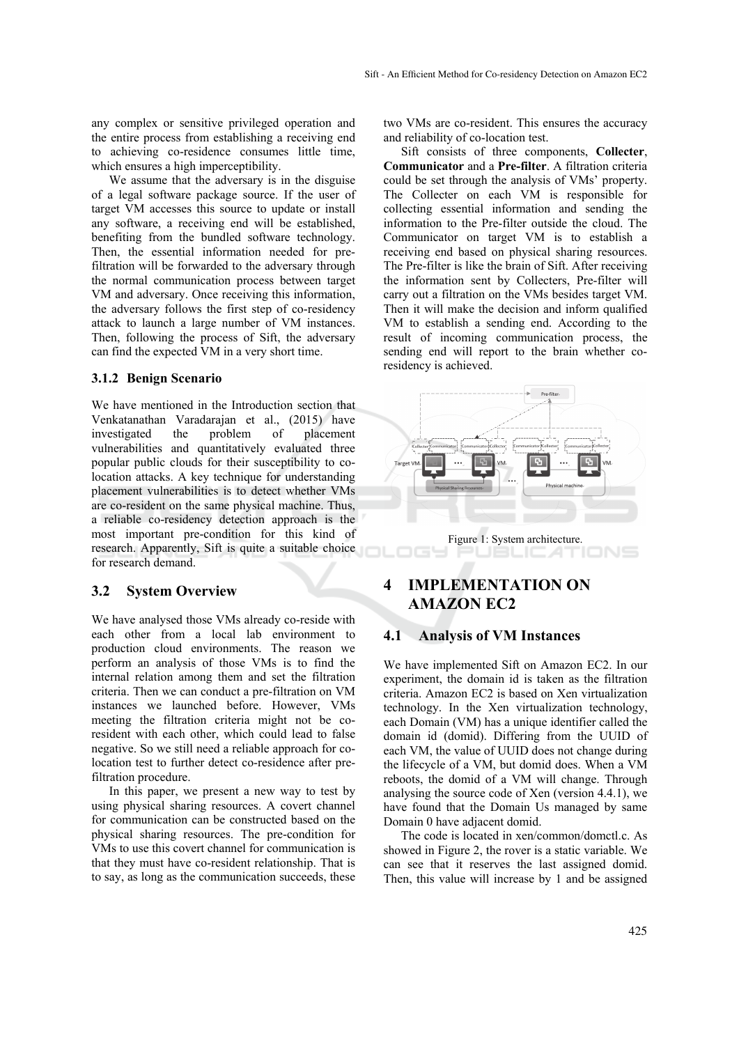any complex or sensitive privileged operation and the entire process from establishing a receiving end to achieving co-residence consumes little time, which ensures a high imperceptibility.

We assume that the adversary is in the disguise of a legal software package source. If the user of target VM accesses this source to update or install any software, a receiving end will be established, benefiting from the bundled software technology. Then, the essential information needed for pre-filtration will be forwarded to the adversary through the normal communication process between target VM and adversary. Once receiving this information, the adversary follows the first step of co-residency attack to launch a large number of VM instances. Then, following the process of Sift, the adversary can find the expected VM in a very short time.

### 3.1.2 Benign Scenario

We have mentioned in the Introduction section that Venkatanathan Varadarajan et al., (2015) have investigated the problem of placement vulnerabilities and quantitatively evaluated three popular public clouds for their susceptibility to co-location attacks. A key technique for understanding placement vulnerabilities is to detect whether VMs are co-resident on the same physical machine. Thus, a reliable co-residency detection approach is the most important pre-condition for this kind of research. Apparently, Sift is quite a suitable choice for research demand.

## 3.2 System Overview

We have analysed those VMs already co-reside with each other from a local lab environment to production cloud environments. The reason we perform an analysis of those VMs is to find the internal relation among them and set the filtration criteria. Then we can conduct a pre-filtration on VM instances we launched before. However, VMs meeting the filtration criteria might not be co-resident with each other, which could lead to false negative. So we still need a reliable approach for co-location test to further detect co-residence after pre-filtration procedure.

In this paper, we present a new way to test by using physical sharing resources. A covert channel for communication can be constructed based on the physical sharing resources. The pre-condition for VMs to use this covert channel for communication is that they must have co-resident relationship. That is to say, as long as the communication succeeds, these two VMs are co-resident. This ensures the accuracy and reliability of co-location test.

Sift consists of three components, **Collecter**, **Communicator** and a **Pre-filter**. A filtration criteria could be set through the analysis of VMs' property. The Collecter on each VM is responsible for collecting essential information and sending the information to the Pre-filter outside the cloud. The Communicator on target VM is to establish a receiving end based on physical sharing resources. The Pre-filter is like the brain of Sift. After receiving the information sent by Collecters, Pre-filter will carry out a filtration on the VMs besides target VM. Then it will make the decision and inform qualified VM to establish a sending end. According to the result of incoming communication process, the sending end will report to the brain whether co-residency is achieved.

Figure 1: System architecture.

# 4 IMPLEMENTATION ON AMAZON EC2

## 4.1 Analysis of VM Instances

We have implemented Sift on Amazon EC2. In our experiment, the domain id is taken as the filtration criteria. Amazon EC2 is based on Xen virtualization technology. In the Xen virtualization technology, each Domain (VM) has a unique identifier called the domain id (domid). Differing from the UUID of each VM, the value of UUID does not change during the lifecycle of a VM, but domid does. When a VM reboots, the domid of a VM will change. Through analysing the source code of Xen (version 4.4.1), we have found that the Domain Us managed by same Domain 0 have adjacent domid.

The code is located in xen/common/domctl.c. As showed in Figure 2, the rover is a static variable. We can see that it reserves the last assigned domid. Then, this value will increase by 1 and be assigned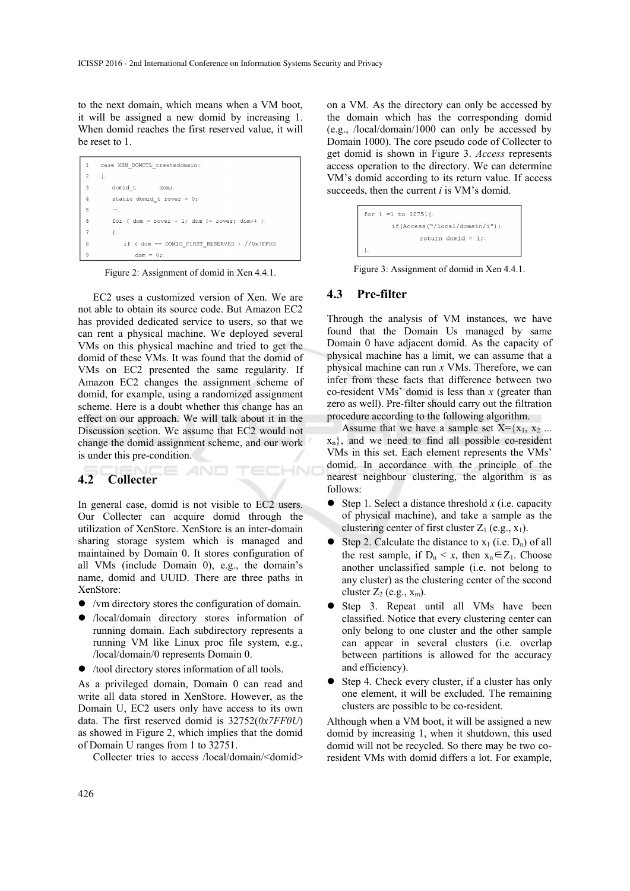to the next domain, which means when a VM boot, it will be assigned a new domid by increasing 1. When domid reaches the first reserved value, it will be reset to 1.

```
1   case XEN_DOMCTL_createdomain:
2   {
3       domid_t       dom;
4       static domid_t rover = 0;
5       ...
6       for ( dom = rover + 1; dom != rover; dom++ )
7       {
8           if ( dom == DOMID_FIRST_RESERVED ) //0x7FF0U
9               dom = 0;
```

Figure 2: Assignment of domid in Xen 4.4.1.

EC2 uses a customized version of Xen. We are not able to obtain its source code. But Amazon EC2 has provided dedicated service to users, so that we can rent a physical machine. We deployed several VMs on this physical machine and tried to get the domid of these VMs. It was found that the domid of VMs on EC2 presented the same regularity. If Amazon EC2 changes the assignment scheme of domid, for example, using a randomized assignment scheme. Here is a doubt whether this change has an effect on our approach. We will talk about it in the Discussion section. We assume that EC2 would not change the domid assignment scheme, and our work is under this pre-condition.

## 4.2 Collecter

In general case, domid is not visible to EC2 users. Our Collecter can acquire domid through the utilization of XenStore. XenStore is an inter-domain sharing storage system which is managed and maintained by Domain 0. It stores configuration of all VMs (include Domain 0), e.g., the domain's name, domid and UUID. There are three paths in XenStore:

- /vm directory stores the configuration of domain.
- /local/domain directory stores information of running domain. Each subdirectory represents a running VM like Linux proc file system, e.g., /local/domain/0 represents Domain 0.
- /tool directory stores information of all tools.

As a privileged domain, Domain 0 can read and write all data stored in XenStore. However, as the Domain U, EC2 users only have access to its own data. The first reserved domid is 32752(*0x7FF0U*) as showed in Figure 2, which implies that the domid of Domain U ranges from 1 to 32751.

Collecter tries to access /local/domain/<domid> on a VM. As the directory can only be accessed by the domain which has the corresponding domid (e.g., /local/domain/1000 can only be accessed by Domain 1000). The core pseudo code of Collecter to get domid is shown in Figure 3. *Access* represents access operation to the directory. We can determine VM's domid according to its return value. If access succeeds, then the current *i* is VM's domid.

```
for i =1 to 32751{
        if(Access("/local/domain/i"))
                return domid = i;
}
```

Figure 3: Assignment of domid in Xen 4.4.1.

## 4.3 Pre-filter

Through the analysis of VM instances, we have found that the Domain Us managed by same Domain 0 have adjacent domid. As the capacity of physical machine has a limit, we can assume that a physical machine can run *x* VMs. Therefore, we can infer from these facts that difference between two co-resident VMs' domid is less than *x* (greater than zero as well). Pre-filter should carry out the filtration procedure according to the following algorithm.

Assume that we have a sample set $X=\{x_1, x_2 ... x_n\}$, and we need to find all possible co-resident VMs in this set. Each element represents the VMs' domid. In accordance with the principle of the nearest neighbour clustering, the algorithm is as follows:

- Step 1. Select a distance threshold *x* (i.e. capacity of physical machine), and take a sample as the clustering center of first cluster $Z_1$ (e.g., $x_1$).
- Step 2. Calculate the distance to $x_1$ (i.e. $D_n$) of all the rest sample, if $D_n < x$, then $x_n \in Z_1$. Choose another unclassified sample (i.e. not belong to any cluster) as the clustering center of the second cluster $Z_2$ (e.g., $x_m$).
- Step 3. Repeat until all VMs have been classified. Notice that every clustering center can only belong to one cluster and the other sample can appear in several clusters (i.e. overlap between partitions is allowed for the accuracy and efficiency).
- Step 4. Check every cluster, if a cluster has only one element, it will be excluded. The remaining clusters are possible to be co-resident.

Although when a VM boot, it will be assigned a new domid by increasing 1, when it shutdown, this used domid will not be recycled. So there may be two co-resident VMs with domid differs a lot. For example,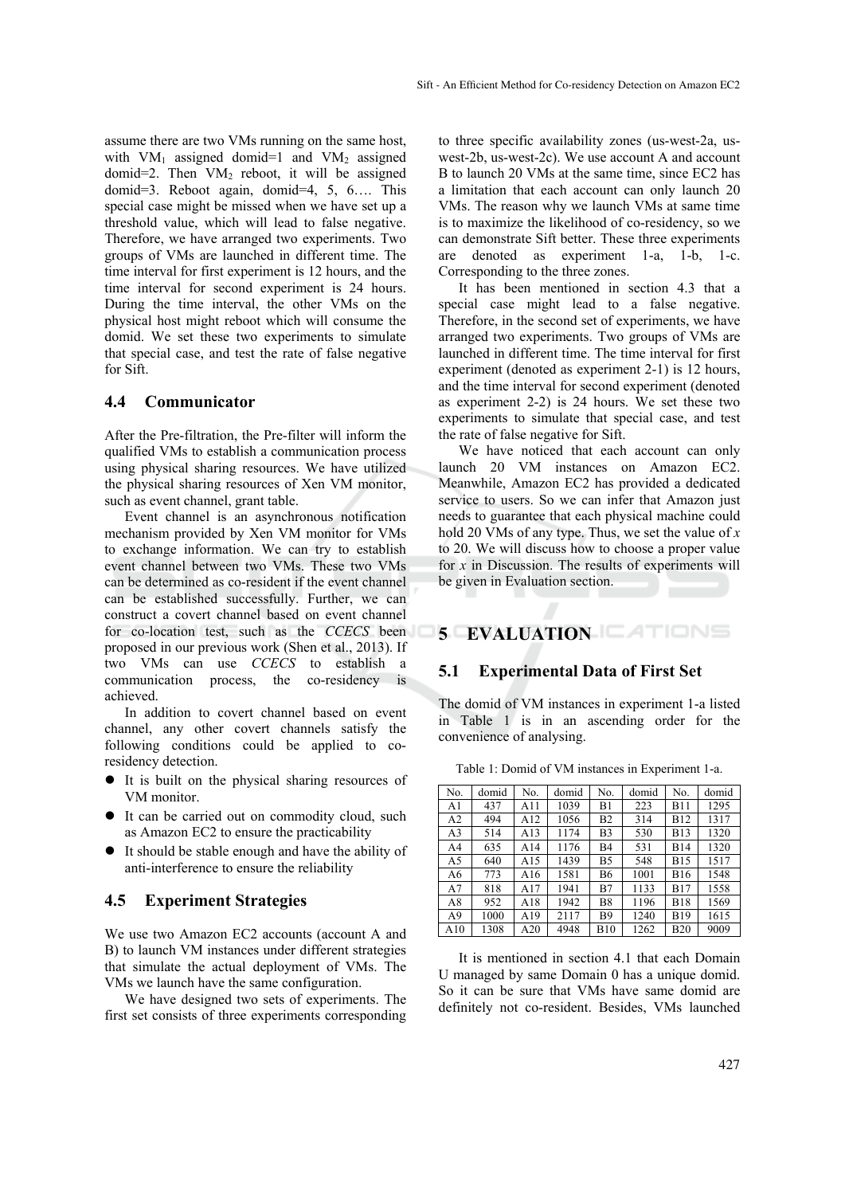assume there are two VMs running on the same host, with $VM_1$ assigned domid=1 and $VM_2$ assigned domid=2. Then $VM_2$ reboot, it will be assigned domid=3. Reboot again, domid=4, 5, 6…. This special case might be missed when we have set up a threshold value, which will lead to false negative. Therefore, we have arranged two experiments. Two groups of VMs are launched in different time. The time interval for first experiment is 12 hours, and the time interval for second experiment is 24 hours. During the time interval, the other VMs on the physical host might reboot which will consume the domid. We set these two experiments to simulate that special case, and test the rate of false negative for Sift.

### 4.4 Communicator

After the Pre-filtration, the Pre-filter will inform the qualified VMs to establish a communication process using physical sharing resources. We have utilized the physical sharing resources of Xen VM monitor, such as event channel, grant table.

Event channel is an asynchronous notification mechanism provided by Xen VM monitor for VMs to exchange information. We can try to establish event channel between two VMs. These two VMs can be determined as co-resident if the event channel can be established successfully. Further, we can construct a covert channel based on event channel for co-location test, such as the *CCECS* been proposed in our previous work (Shen et al., 2013). If two VMs can use *CCECS* to establish a communication process, the co-residency is achieved.

In addition to covert channel based on event channel, any other covert channels satisfy the following conditions could be applied to co-residency detection.

- It is built on the physical sharing resources of VM monitor.
- It can be carried out on commodity cloud, such as Amazon EC2 to ensure the practicability
- It should be stable enough and have the ability of anti-interference to ensure the reliability

### 4.5 Experiment Strategies

We use two Amazon EC2 accounts (account A and B) to launch VM instances under different strategies that simulate the actual deployment of VMs. The VMs we launch have the same configuration.

We have designed two sets of experiments. The first set consists of three experiments corresponding to three specific availability zones (us-west-2a, us-west-2b, us-west-2c). We use account A and account B to launch 20 VMs at the same time, since EC2 has a limitation that each account can only launch 20 VMs. The reason why we launch VMs at same time is to maximize the likelihood of co-residency, so we can demonstrate Sift better. These three experiments are denoted as experiment 1-a, 1-b, 1-c. Corresponding to the three zones.

It has been mentioned in section 4.3 that a special case might lead to a false negative. Therefore, in the second set of experiments, we have arranged two experiments. Two groups of VMs are launched in different time. The time interval for first experiment (denoted as experiment 2-1) is 12 hours, and the time interval for second experiment (denoted as experiment 2-2) is 24 hours. We set these two experiments to simulate that special case, and test the rate of false negative for Sift.

We have noticed that each account can only launch 20 VM instances on Amazon EC2. Meanwhile, Amazon EC2 has provided a dedicated service to users. So we can infer that Amazon just needs to guarantee that each physical machine could hold 20 VMs of any type. Thus, we set the value of $x$ to 20. We will discuss how to choose a proper value for $x$ in Discussion. The results of experiments will be given in Evaluation section.

## 5 EVALUATION

### 5.1 Experimental Data of First Set

The domid of VM instances in experiment 1-a listed in Table 1 is in an ascending order for the convenience of analysing.

Table 1: Domid of VM instances in Experiment 1-a.

| No. | domid | No. | domid | No. | domid | No. | domid |
|---|---|---|---|---|---|---|---|
| A1 | 437 | A11 | 1039 | B1 | 223 | B11 | 1295 |
| A2 | 494 | A12 | 1056 | B2 | 314 | B12 | 1317 |
| A3 | 514 | A13 | 1174 | B3 | 530 | B13 | 1320 |
| A4 | 635 | A14 | 1176 | B4 | 531 | B14 | 1320 |
| A5 | 640 | A15 | 1439 | B5 | 548 | B15 | 1517 |
| A6 | 773 | A16 | 1581 | B6 | 1001 | B16 | 1548 |
| A7 | 818 | A17 | 1941 | B7 | 1133 | B17 | 1558 |
| A8 | 952 | A18 | 1942 | B8 | 1196 | B18 | 1569 |
| A9 | 1000 | A19 | 2117 | B9 | 1240 | B19 | 1615 |
| A10 | 1308 | A20 | 4948 | B10 | 1262 | B20 | 9009 |

It is mentioned in section 4.1 that each Domain U managed by same Domain 0 has a unique domid. So it can be sure that VMs have same domid are definitely not co-resident. Besides, VMs launched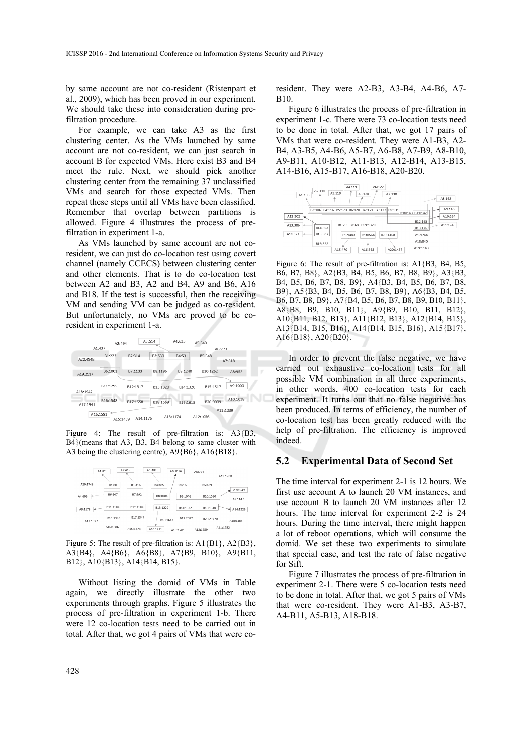by same account are not co-resident (Ristenpart et al., 2009), which has been proved in our experiment. We should take these into consideration during pre-filtration procedure.

For example, we can take A3 as the first clustering center. As the VMs launched by same account are not co-resident, we can just search in account B for expected VMs. Here exist B3 and B4 meet the rule. Next, we should pick another clustering center from the remaining 37 unclassified VMs and search for those expected VMs. Then repeat these steps until all VMs have been classified. Remember that overlap between partitions is allowed. Figure 4 illustrates the process of pre-filtration in experiment 1-a.

As VMs launched by same account are not co-resident, we can just do co-location test using covert channel (namely CCECS) between clustering center and other elements. That is to do co-location test between A2 and B3, A2 and B4, A9 and B6, A16 and B18. If the test is successful, then the receiving VM and sending VM can be judged as co-resident. But unfortunately, no VMs are proved to be co-resident in experiment 1-a.

Figure 4: The result of pre-filtration is: A3{B3, B4}(means that A3, B3, B4 belong to same cluster with A3 being the clustering centre), A9{B6}, A16{B18}.

Figure 5: The result of pre-filtration is: A1{B1}, A2{B3}, A3{B4}, A4{B6}, A6{B8}, A7{B9, B10}, A9{B11, B12}, A10{B13}, A14{B14, B15}.

Without listing the domid of VMs in Table again, we directly illustrate the other two experiments through graphs. Figure 5 illustrates the process of pre-filtration in experiment 1-b. There were 12 co-location tests need to be carried out in total. After that, we got 4 pairs of VMs that were co-resident. They were A2-B3, A3-B4, A4-B6, A7-B10.

Figure 6 illustrates the process of pre-filtration in experiment 1-c. There were 73 co-location tests need to be done in total. After that, we got 17 pairs of VMs that were co-resident. They were A1-B3, A2-B4, A3-B5, A4-B6, A5-B7, A6-B8, A7-B9, A8-B10, A9-B11, A10-B12, A11-B13, A12-B14, A13-B15, A14-B16, A15-B17, A16-B18, A20-B20.

Figure 6: The result of pre-filtration is: A1{B3, B4, B5, B6, B7, B8}, A2{B3, B4, B5, B6, B7, B8, B9}, A3{B3, B4, B5, B6, B7, B8, B9}, A4{B3, B4, B5, B6, B7, B8, B9}, A5{B3, B4, B5, B6, B7, B8, B9}, A6{B3, B4, B5, B6, B7, B8, B9}, A7{B4, B5, B6, B7, B8, B9, B10, B11}, A8{B8, B9, B10, B11}, A9{B9, B10, B11, B12}, A10{B11, B12, B13}, A11{B12, B13}, A12{B14, B15}, A13{B14, B15, B16}, A14{B14, B15, B16}, A15{B17}, A16{B18}, A20{B20}.

In order to prevent the false negative, we have carried out exhaustive co-location tests for all possible VM combination in all three experiments, in other words, 400 co-location tests for each experiment. It turns out that no false negative has been produced. In terms of efficiency, the number of co-location test has been greatly reduced with the help of pre-filtration. The efficiency is improved indeed.

## 5.2 Experimental Data of Second Set

The time interval for experiment 2-1 is 12 hours. We first use account A to launch 20 VM instances, and use account B to launch 20 VM instances after 12 hours. The time interval for experiment 2-2 is 24 hours. During the time interval, there might happen a lot of reboot operations, which will consume the domid. We set these two experiments to simulate that special case, and test the rate of false negative for Sift.

Figure 7 illustrates the process of pre-filtration in experiment 2-1. There were 5 co-location tests need to be done in total. After that, we got 5 pairs of VMs that were co-resident. They were A1-B3, A3-B7, A4-B11, A5-B13, A18-B18.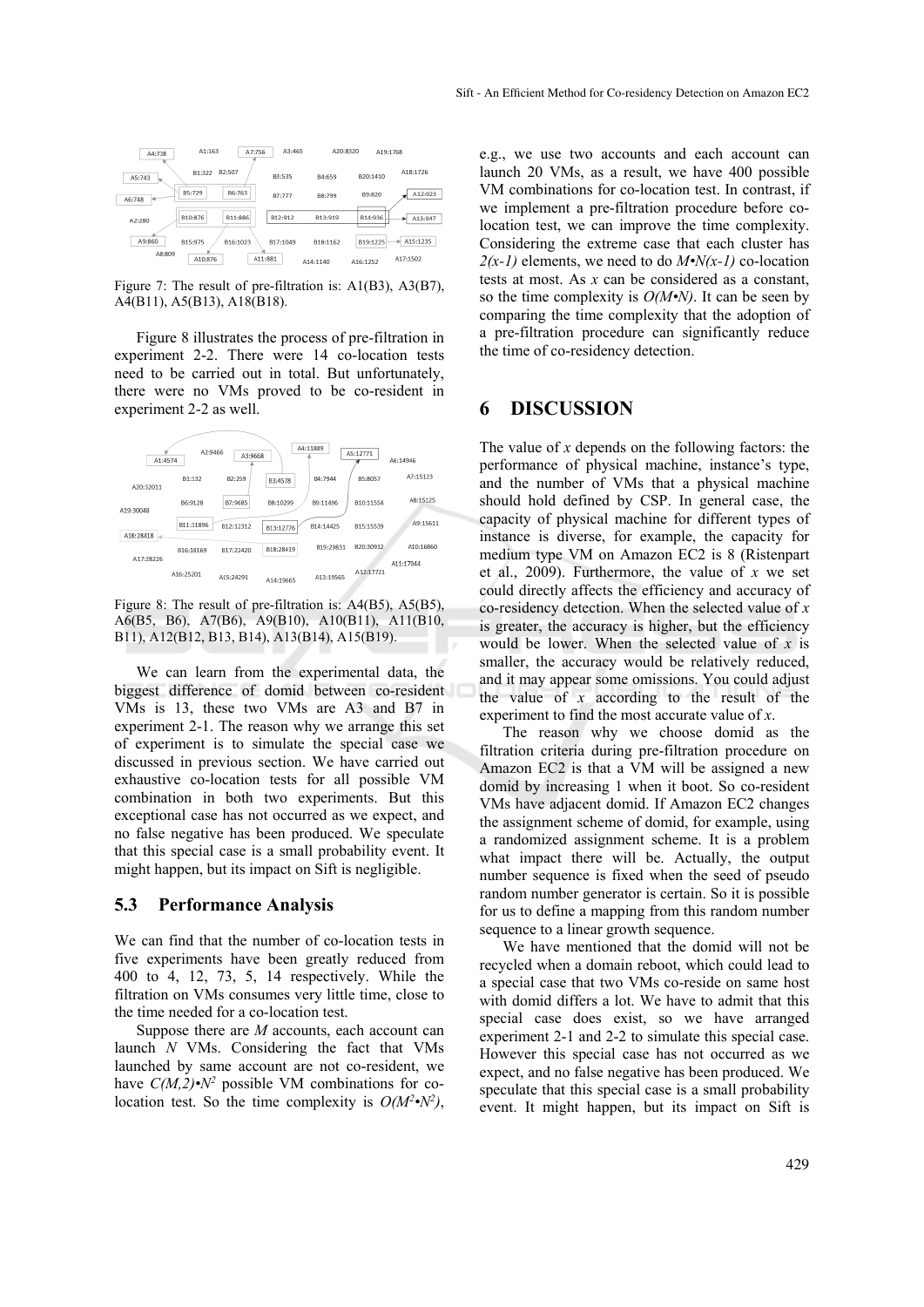Figure 7: The result of pre-filtration is: A1(B3), A3(B7), A4(B11), A5(B13), A18(B18).

Figure 8 illustrates the process of pre-filtration in experiment 2-2. There were 14 co-location tests need to be carried out in total. But unfortunately, there were no VMs proved to be co-resident in experiment 2-2 as well.

Figure 8: The result of pre-filtration is: A4(B5), A5(B5), A6(B5, B6), A7(B6), A9(B10), A10(B11), A11(B10, B11), A12(B12, B13, B14), A13(B14), A15(B19).

We can learn from the experimental data, the biggest difference of domid between co-resident VMs is 13, these two VMs are A3 and B7 in experiment 2-1. The reason why we arrange this set of experiment is to simulate the special case we discussed in previous section. We have carried out exhaustive co-location tests for all possible VM combination in both two experiments. But this exceptional case has not occurred as we expect, and no false negative has been produced. We speculate that this special case is a small probability event. It might happen, but its impact on Sift is negligible.

### 5.3 Performance Analysis

We can find that the number of co-location tests in five experiments have been greatly reduced from 400 to 4, 12, 73, 5, 14 respectively. While the filtration on VMs consumes very little time, close to the time needed for a co-location test.

Suppose there are $M$ accounts, each account can launch $N$ VMs. Considering the fact that VMs launched by same account are not co-resident, we have $C(M,2) \bullet N^2$ possible VM combinations for co-location test. So the time complexity is $O(M^2 \bullet N^2)$, e.g., we use two accounts and each account can launch 20 VMs, as a result, we have 400 possible VM combinations for co-location test. In contrast, if we implement a pre-filtration procedure before co-location test, we can improve the time complexity. Considering the extreme case that each cluster has $2(x-1)$ elements, we need to do $M \bullet N(x-1)$ co-location tests at most. As $x$ can be considered as a constant, so the time complexity is $O(M \bullet N)$. It can be seen by comparing the time complexity that the adoption of a pre-filtration procedure can significantly reduce the time of co-residency detection.

## 6 DISCUSSION

The value of $x$ depends on the following factors: the performance of physical machine, instance's type, and the number of VMs that a physical machine should hold defined by CSP. In general case, the capacity of physical machine for different types of instance is diverse, for example, the capacity for medium type VM on Amazon EC2 is 8 (Ristenpart et al., 2009). Furthermore, the value of $x$ we set could directly affects the efficiency and accuracy of co-residency detection. When the selected value of $x$ is greater, the accuracy is higher, but the efficiency would be lower. When the selected value of $x$ is smaller, the accuracy would be relatively reduced, and it may appear some omissions. You could adjust the value of $x$ according to the result of the experiment to find the most accurate value of $x$.

The reason why we choose domid as the filtration criteria during pre-filtration procedure on Amazon EC2 is that a VM will be assigned a new domid by increasing 1 when it boot. So co-resident VMs have adjacent domid. If Amazon EC2 changes the assignment scheme of domid, for example, using a randomized assignment scheme. It is a problem what impact there will be. Actually, the output number sequence is fixed when the seed of pseudo random number generator is certain. So it is possible for us to define a mapping from this random number sequence to a linear growth sequence.

We have mentioned that the domid will not be recycled when a domain reboot, which could lead to a special case that two VMs co-reside on same host with domid differs a lot. We have to admit that this special case does exist, so we have arranged experiment 2-1 and 2-2 to simulate this special case. However this special case has not occurred as we expect, and no false negative has been produced. We speculate that this special case is a small probability event. It might happen, but its impact on Sift is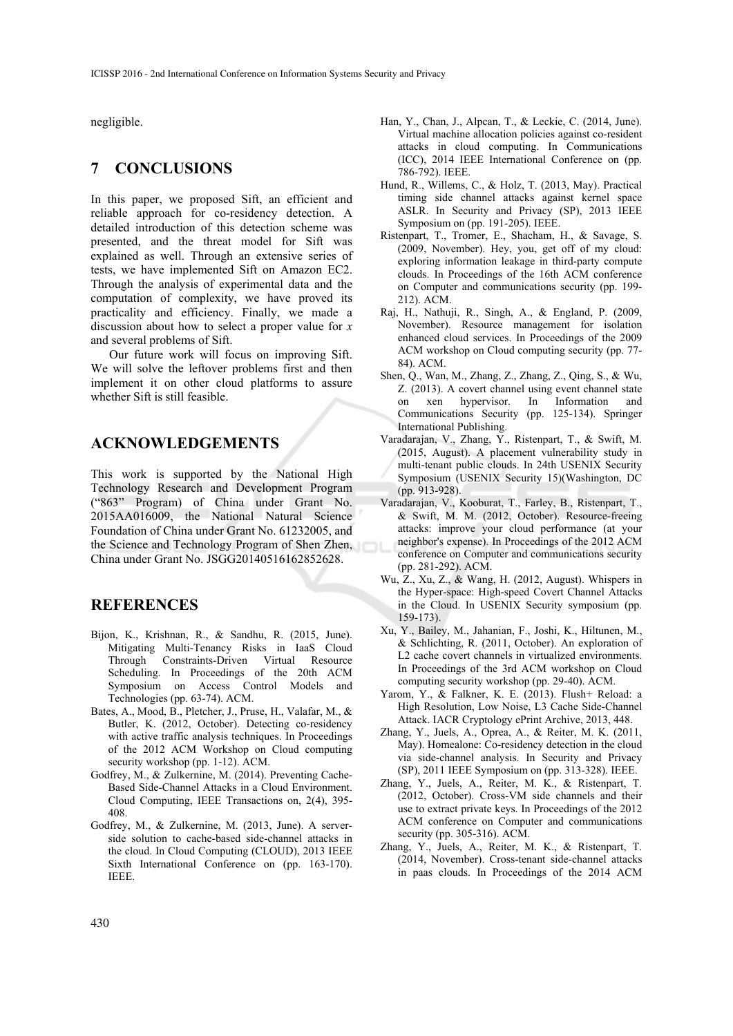negligible.

## 7 CONCLUSIONS

In this paper, we proposed Sift, an efficient and reliable approach for co-residency detection. A detailed introduction of this detection scheme was presented, and the threat model for Sift was explained as well. Through an extensive series of tests, we have implemented Sift on Amazon EC2. Through the analysis of experimental data and the computation of complexity, we have proved its practicality and efficiency. Finally, we made a discussion about how to select a proper value for $x$ and several problems of Sift.

Our future work will focus on improving Sift. We will solve the leftover problems first and then implement it on other cloud platforms to assure whether Sift is still feasible.

## ACKNOWLEDGEMENTS

This work is supported by the National High Technology Research and Development Program ("863" Program) of China under Grant No. 2015AA016009, the National Natural Science Foundation of China under Grant No. 61232005, and the Science and Technology Program of Shen Zhen, China under Grant No. JSGG20140516162852628.

## REFERENCES

Bijon, K., Krishnan, R., & Sandhu, R. (2015, June). Mitigating Multi-Tenancy Risks in IaaS Cloud Through Constraints-Driven Virtual Resource Scheduling. In Proceedings of the 20th ACM Symposium on Access Control Models and Technologies (pp. 63-74). ACM.

Bates, A., Mood, B., Pletcher, J., Pruse, H., Valafar, M., & Butler, K. (2012, October). Detecting co-residency with active traffic analysis techniques. In Proceedings of the 2012 ACM Workshop on Cloud computing security workshop (pp. 1-12). ACM.

Godfrey, M., & Zulkernine, M. (2014). Preventing Cache-Based Side-Channel Attacks in a Cloud Environment. Cloud Computing, IEEE Transactions on, 2(4), 395-408.

Godfrey, M., & Zulkernine, M. (2013, June). A server-side solution to cache-based side-channel attacks in the cloud. In Cloud Computing (CLOUD), 2013 IEEE Sixth International Conference on (pp. 163-170). IEEE.

Han, Y., Chan, J., Alpcan, T., & Leckie, C. (2014, June). Virtual machine allocation policies against co-resident attacks in cloud computing. In Communications (ICC), 2014 IEEE International Conference on (pp. 786-792). IEEE.

Hund, R., Willems, C., & Holz, T. (2013, May). Practical timing side channel attacks against kernel space ASLR. In Security and Privacy (SP), 2013 IEEE Symposium on (pp. 191-205). IEEE.

Ristenpart, T., Tromer, E., Shacham, H., & Savage, S. (2009, November). Hey, you, get off of my cloud: exploring information leakage in third-party compute clouds. In Proceedings of the 16th ACM conference on Computer and communications security (pp. 199-212). ACM.

Raj, H., Nathuji, R., Singh, A., & England, P. (2009, November). Resource management for isolation enhanced cloud services. In Proceedings of the 2009 ACM workshop on Cloud computing security (pp. 77-84). ACM.

Shen, Q., Wan, M., Zhang, Z., Zhang, Z., Qing, S., & Wu, Z. (2013). A covert channel using event channel state on xen hypervisor. In Information and Communications Security (pp. 125-134). Springer International Publishing.

Varadarajan, V., Zhang, Y., Ristenpart, T., & Swift, M. (2015, August). A placement vulnerability study in multi-tenant public clouds. In 24th USENIX Security Symposium (USENIX Security 15)(Washington, DC (pp. 913-928).

Varadarajan, V., Kooburat, T., Farley, B., Ristenpart, T., & Swift, M. M. (2012, October). Resource-freeing attacks: improve your cloud performance (at your neighbor's expense). In Proceedings of the 2012 ACM conference on Computer and communications security (pp. 281-292). ACM.

Wu, Z., Xu, Z., & Wang, H. (2012, August). Whispers in the Hyper-space: High-speed Covert Channel Attacks in the Cloud. In USENIX Security symposium (pp. 159-173).

Xu, Y., Bailey, M., Jahanian, F., Joshi, K., Hiltunen, M., & Schlichting, R. (2011, October). An exploration of L2 cache covert channels in virtualized environments. In Proceedings of the 3rd ACM workshop on Cloud computing security workshop (pp. 29-40). ACM.

Yarom, Y., & Falkner, K. E. (2013). Flush+ Reload: a High Resolution, Low Noise, L3 Cache Side-Channel Attack. IACR Cryptology ePrint Archive, 2013, 448.

Zhang, Y., Juels, A., Oprea, A., & Reiter, M. K. (2011, May). Homealone: Co-residency detection in the cloud via side-channel analysis. In Security and Privacy (SP), 2011 IEEE Symposium on (pp. 313-328). IEEE.

Zhang, Y., Juels, A., Reiter, M. K., & Ristenpart, T. (2012, October). Cross-VM side channels and their use to extract private keys. In Proceedings of the 2012 ACM conference on Computer and communications security (pp. 305-316). ACM.

Zhang, Y., Juels, A., Reiter, M. K., & Ristenpart, T. (2014, November). Cross-tenant side-channel attacks in paas clouds. In Proceedings of the 2014 ACM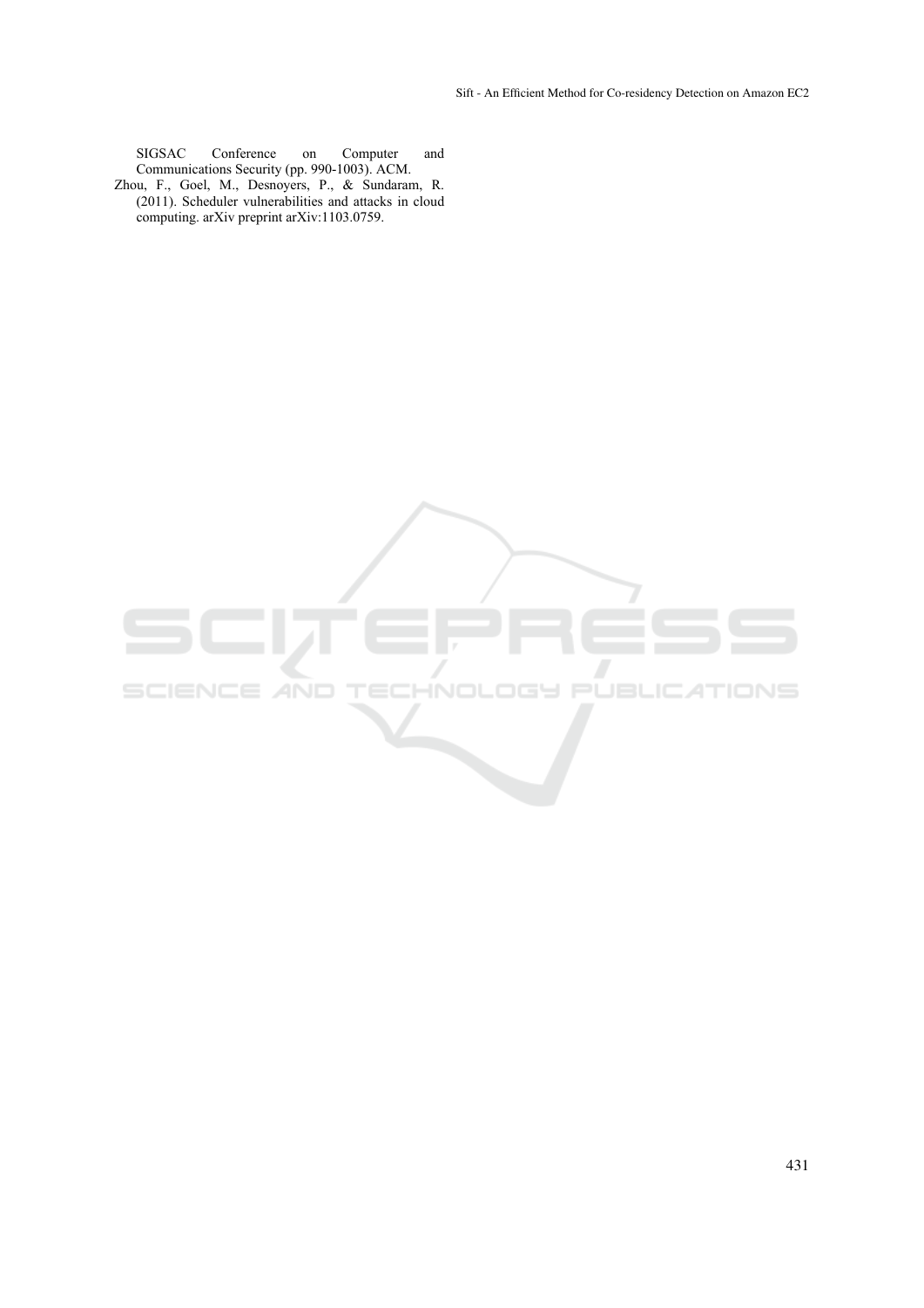SIGSAC Conference on Computer and Communications Security (pp. 990-1003). ACM.

Zhou, F., Goel, M., Desnoyers, P., & Sundaram, R. (2011). Scheduler vulnerabilities and attacks in cloud computing. arXiv preprint arXiv:1103.0759.